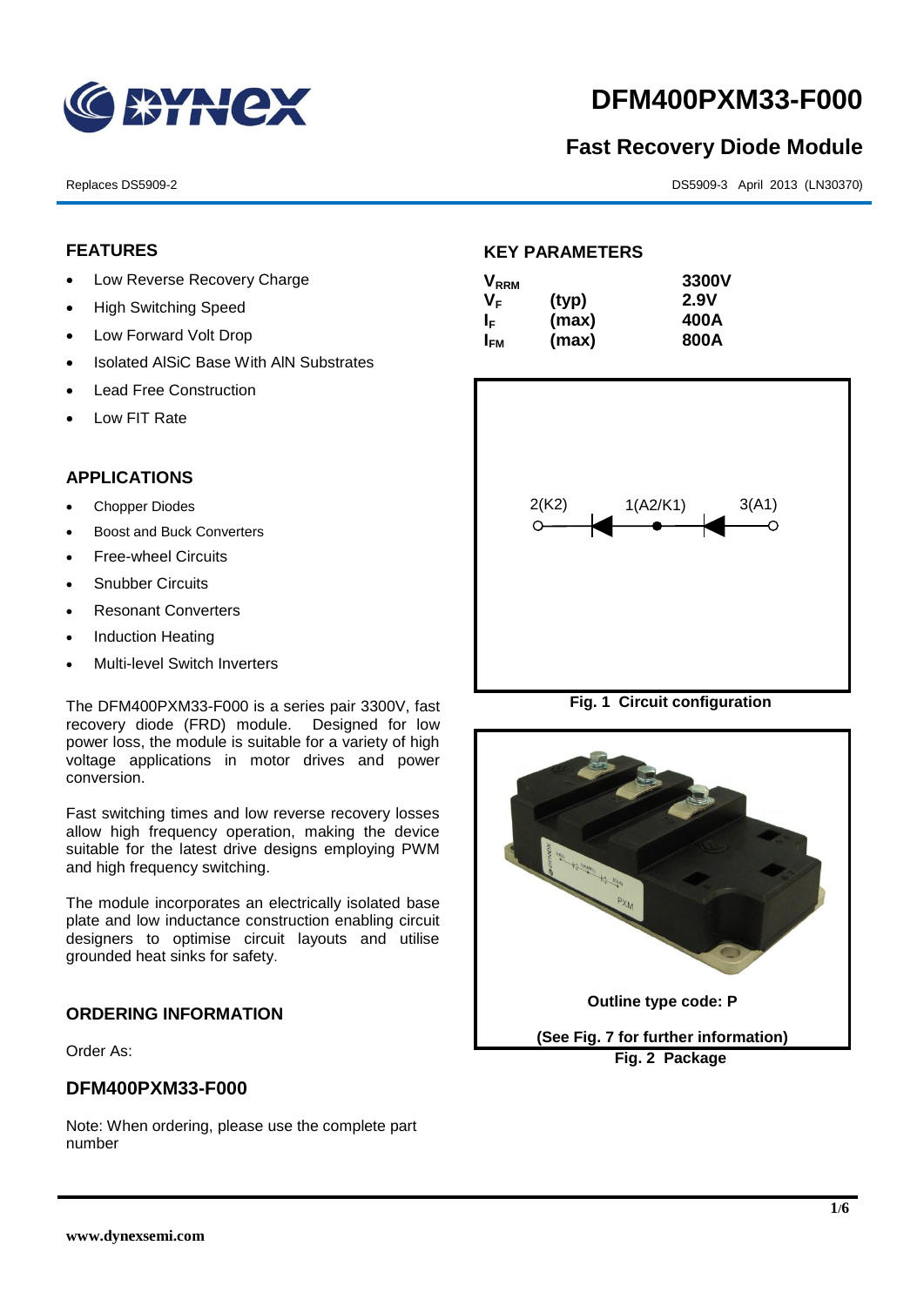# DFM400PXM33-F000

## Fast Recovery Diode Module

Replaces DS5909-2

DS5909-3 April 2013 (LN30370)

## FEATURES

- Low Reverse Recovery Charge
- High Switching Speed
- Low Forward Volt Drop
- Isolated AlSiC Base With AlN Substrates
- Lead Free Construction
- Low FIT Rate

## APPLICATIONS

- Chopper Diodes
- Boost and Buck Converters
- Free-wheel Circuits
- Snubber Circuits
- Resonant Converters
- Induction Heating
- Multi-level Switch Inverters

The DFM400PXM33-F000 is a series pair 3300V, fast recovery diode (FRD) module. Designed for low power loss, the module is suitable for a variety of high voltage applications in motor drives and power conversion.

Fast switching times and low reverse recovery losses allow high frequency operation, making the device suitable for the latest drive designs employing PWM and high frequency switching.

The module incorporates an electrically isolated base plate and low inductance construction enabling circuit designers to optimise circuit layouts and utilise grounded heat sinks for safety.

## ORDERING INFORMATION

Order As:

### DFM400PXM33-F000

Note: When ordering, please use the complete part number

## KEY PARAMETERS

| | | |
|---|---|---|
| $V_{RRM}$ | | 3300V |
| $V_F$ | (typ) | 2.9V |
| $I_F$ | (max) | 400A |
| $I_{FM}$ | (max) | 800A |

2(K2) 1(A2/K1) 3(A1)

**Fig. 1 Circuit configuration**

**Outline type code: P**

**(See Fig. 7 for further information)**

**Fig. 2 Package**

www.dynexsemi.com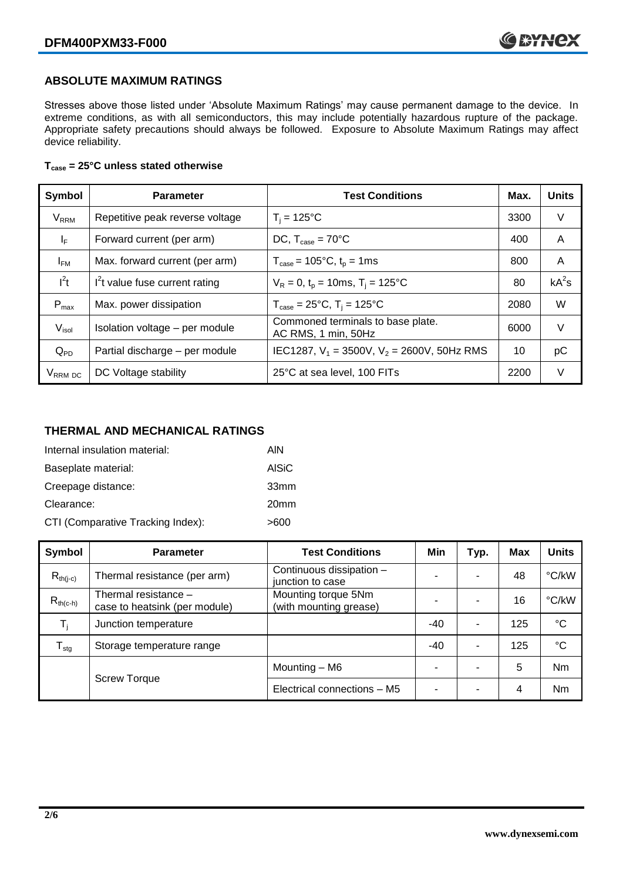## ABSOLUTE MAXIMUM RATINGS

Stresses above those listed under 'Absolute Maximum Ratings' may cause permanent damage to the device. In extreme conditions, as with all semiconductors, this may include potentially hazardous rupture of the package. Appropriate safety precautions should always be followed. Exposure to Absolute Maximum Ratings may affect device reliability.

**$T_{case}$ = 25°C unless stated otherwise**

| Symbol | Parameter | Test Conditions | Max. | Units |
|---|---|---|---|---|
| $V_{RRM}$ | Repetitive peak reverse voltage | $T_j$ = 125°C | 3300 | V |
| $I_F$ | Forward current (per arm) | DC, $T_{case}$ = 70°C | 400 | A |
| $I_{FM}$ | Max. forward current (per arm) | $T_{case}$ = 105°C, $t_p$ = 1ms | 800 | A |
| $I^2t$ | $I^2t$ value fuse current rating | $V_R$ = 0, $t_p$ = 10ms, $T_j$ = 125°C | 80 | $kA^2s$ |
| $P_{max}$ | Max. power dissipation | $T_{case}$ = 25°C, $T_j$ = 125°C | 2080 | W |
| $V_{isol}$ | Isolation voltage – per module | Commoned terminals to base plate. AC RMS, 1 min, 50Hz | 6000 | V |
| $Q_{PD}$ | Partial discharge – per module | IEC1287, $V_1$ = 3500V, $V_2$ = 2600V, 50Hz RMS | 10 | pC |
| $V_{RRM\ DC}$ | DC Voltage stability | 25°C at sea level, 100 FITs | 2200 | V |

## THERMAL AND MECHANICAL RATINGS

Internal insulation material: AlN

Baseplate material: AlSiC

Creepage distance: 33mm

Clearance: 20mm

CTI (Comparative Tracking Index): >600

| Symbol | Parameter | Test Conditions | Min | Typ. | Max | Units |
|---|---|---|---|---|---|---|
| $R_{th(j-c)}$ | Thermal resistance (per arm) | Continuous dissipation – junction to case | - | - | 48 | °C/kW |
| $R_{th(c-h)}$ | Thermal resistance – case to heatsink (per module) | Mounting torque 5Nm (with mounting grease) | - | - | 16 | °C/kW |
| $T_j$ | Junction temperature | | -40 | - | 125 | °C |
| $T_{stg}$ | Storage temperature range | | -40 | - | 125 | °C |
| | Screw Torque | Mounting – M6 | - | - | 5 | Nm |
| | | Electrical connections – M5 | - | - | 4 | Nm |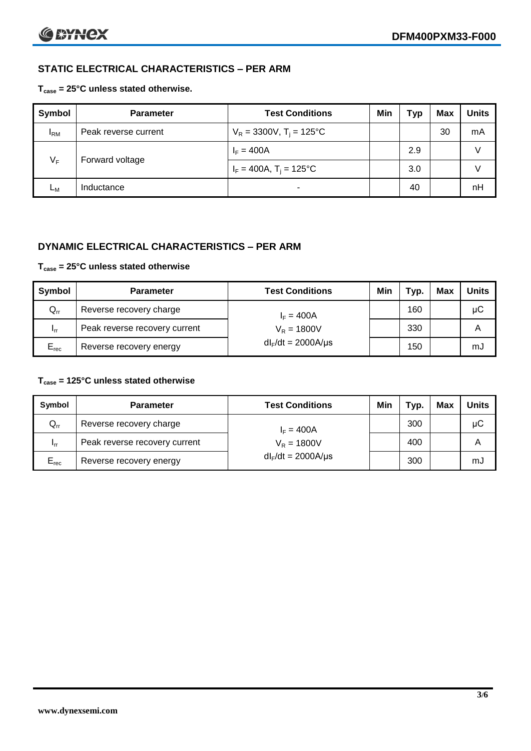## STATIC ELECTRICAL CHARACTERISTICS – PER ARM

**$T_{case}$ = 25°C unless stated otherwise.**

| Symbol | Parameter | Test Conditions | Min | Typ | Max | Units |
|---|---|---|---|---|---|---|
| $I_{RM}$ | Peak reverse current | $V_R$ = 3300V, $T_j$ = 125°C | | | 30 | mA |
| $V_F$ | Forward voltage | $I_F$ = 400A | | 2.9 | | V |
| | | $I_F$ = 400A, $T_j$ = 125°C | | 3.0 | | V |
| $L_M$ | Inductance | - | | 40 | | nH |

## DYNAMIC ELECTRICAL CHARACTERISTICS – PER ARM

**$T_{case}$ = 25°C unless stated otherwise**

| Symbol | Parameter | Test Conditions | Min | Typ. | Max | Units |
|---|---|---|---|---|---|---|
| $Q_{rr}$ | Reverse recovery charge | $I_F$ = 400A | | 160 | | μC |
| $I_{rr}$ | Peak reverse recovery current | $V_R$ = 1800V | | 330 | | A |
| $E_{rec}$ | Reverse recovery energy | $dI_F/dt$ = 2000A/μs | | 150 | | mJ |

**$T_{case}$ = 125°C unless stated otherwise**

| Symbol | Parameter | Test Conditions | Min | Typ. | Max | Units |
|---|---|---|---|---|---|---|
| $Q_{rr}$ | Reverse recovery charge | $I_F$ = 400A | | 300 | | μC |
| $I_{rr}$ | Peak reverse recovery current | $V_R$ = 1800V | | 400 | | A |
| $E_{rec}$ | Reverse recovery energy | $dI_F/dt$ = 2000A/μs | | 300 | | mJ |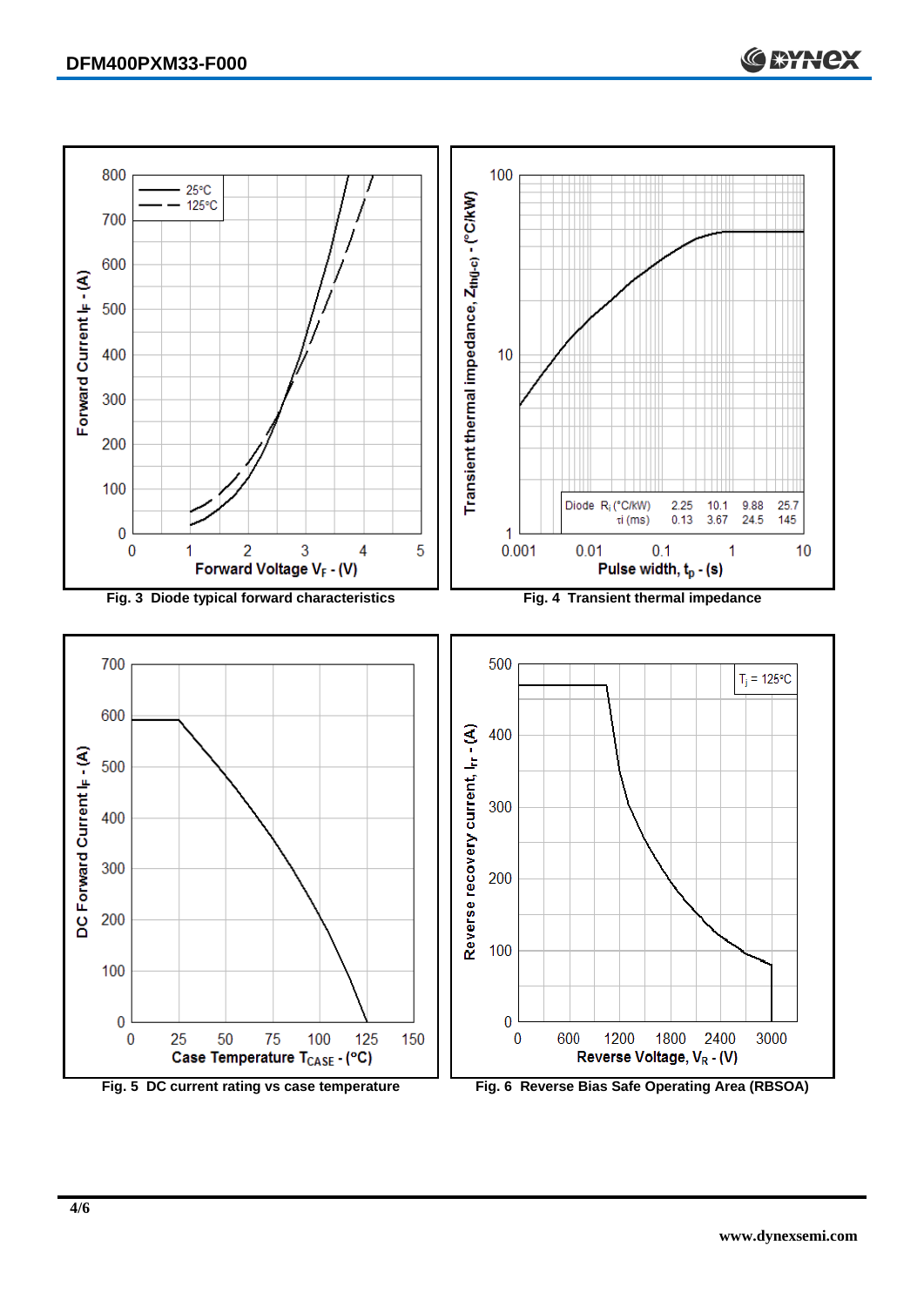Fig. 3 Diode typical forward characteristics

Fig. 4 Transient thermal impedance

| Diode | | | | |
|---|---|---|---|---|
| $R_i$ (°C/kW) | 2.25 | 10.1 | 9.88 | 25.7 |
| τi (ms) | 0.13 | 3.67 | 24.5 | 145 |

Fig. 5 DC current rating vs case temperature

Fig. 6 Reverse Bias Safe Operating Area (RBSOA)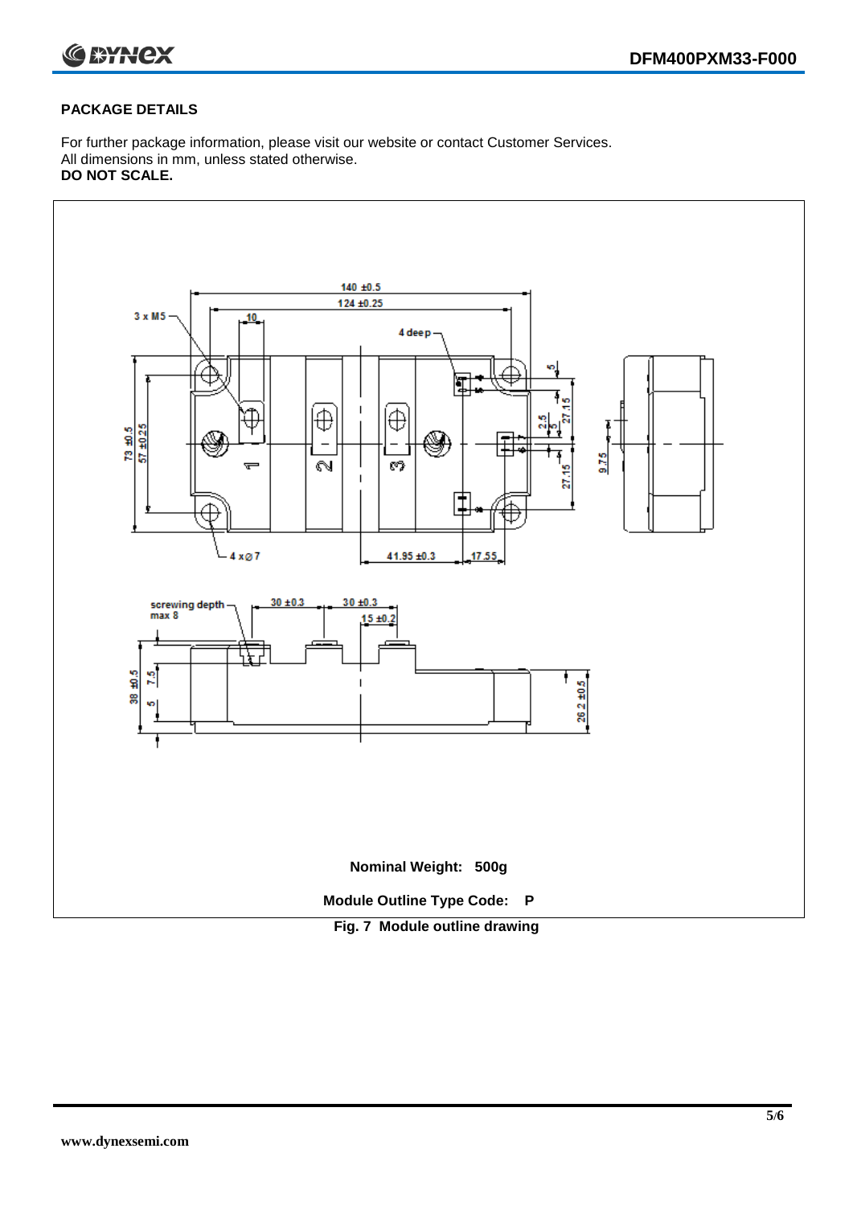## PACKAGE DETAILS

For further package information, please visit our website or contact Customer Services.
All dimensions in mm, unless stated otherwise.
**DO NOT SCALE.**

**Nominal Weight: 500g**

**Module Outline Type Code: P**

**Fig. 7 Module outline drawing**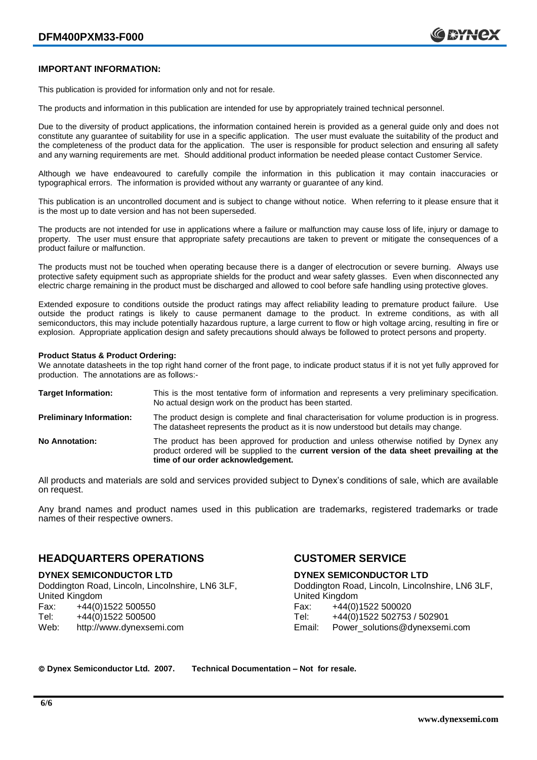**IMPORTANT INFORMATION:**

This publication is provided for information only and not for resale.

The products and information in this publication are intended for use by appropriately trained technical personnel.

Due to the diversity of product applications, the information contained herein is provided as a general guide only and does not constitute any guarantee of suitability for use in a specific application. The user must evaluate the suitability of the product and the completeness of the product data for the application. The user is responsible for product selection and ensuring all safety and any warning requirements are met. Should additional product information be needed please contact Customer Service.

Although we have endeavoured to carefully compile the information in this publication it may contain inaccuracies or typographical errors. The information is provided without any warranty or guarantee of any kind.

This publication is an uncontrolled document and is subject to change without notice. When referring to it please ensure that it is the most up to date version and has not been superseded.

The products are not intended for use in applications where a failure or malfunction may cause loss of life, injury or damage to property. The user must ensure that appropriate safety precautions are taken to prevent or mitigate the consequences of a product failure or malfunction.

The products must not be touched when operating because there is a danger of electrocution or severe burning. Always use protective safety equipment such as appropriate shields for the product and wear safety glasses. Even when disconnected any electric charge remaining in the product must be discharged and allowed to cool before safe handling using protective gloves.

Extended exposure to conditions outside the product ratings may affect reliability leading to premature product failure. Use outside the product ratings is likely to cause permanent damage to the product. In extreme conditions, as with all semiconductors, this may include potentially hazardous rupture, a large current to flow or high voltage arcing, resulting in fire or explosion. Appropriate application design and safety precautions should always be followed to protect persons and property.

**Product Status & Product Ordering:**

We annotate datasheets in the top right hand corner of the front page, to indicate product status if it is not yet fully approved for production. The annotations are as follows:-

| | |
|---|---|
| **Target Information:** | This is the most tentative form of information and represents a very preliminary specification. No actual design work on the product has been started. |
| **Preliminary Information:** | The product design is complete and final characterisation for volume production is in progress. The datasheet represents the product as it is now understood but details may change. |
| **No Annotation:** | The product has been approved for production and unless otherwise notified by Dynex any product ordered will be supplied to the **current version of the data sheet prevailing at the time of our order acknowledgement.** |

All products and materials are sold and services provided subject to Dynex's conditions of sale, which are available on request.

Any brand names and product names used in this publication are trademarks, registered trademarks or trade names of their respective owners.

## HEADQUARTERS OPERATIONS

**DYNEX SEMICONDUCTOR LTD**

Doddington Road, Lincoln, Lincolnshire, LN6 3LF,
United Kingdom
Fax: +44(0)1522 500550
Tel: +44(0)1522 500500
Web: http://www.dynexsemi.com

## CUSTOMER SERVICE

**DYNEX SEMICONDUCTOR LTD**

Doddington Road, Lincoln, Lincolnshire, LN6 3LF,
United Kingdom
Fax: +44(0)1522 500020
Tel: +44(0)1522 502753 / 502901
Email: Power_solutions@dynexsemi.com

**© Dynex Semiconductor Ltd. 2007. Technical Documentation – Not for resale.**